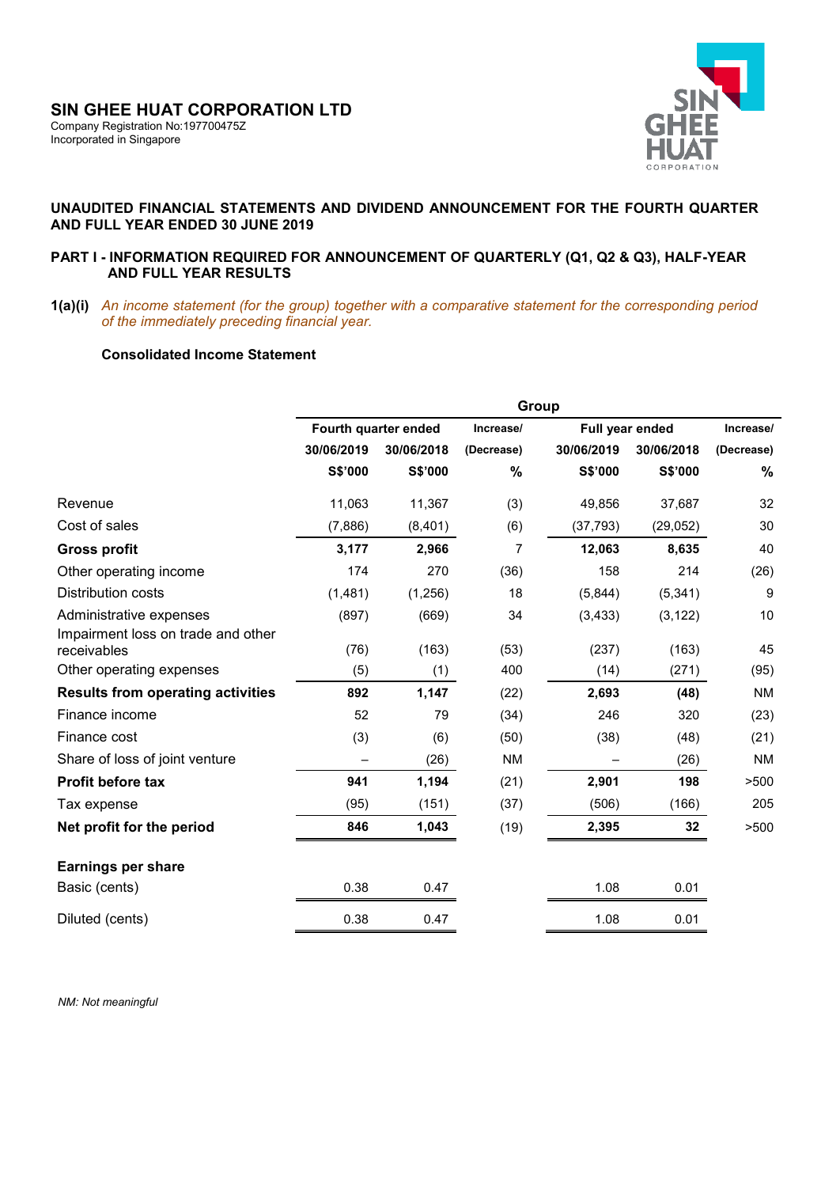## SIN GHEE HUAT CORPORATION LTD

Company Registration No:197700475Z
Incorporated in Singapore

### UNAUDITED FINANCIAL STATEMENTS AND DIVIDEND ANNOUNCEMENT FOR THE FOURTH QUARTER AND FULL YEAR ENDED 30 JUNE 2019

### PART I - INFORMATION REQUIRED FOR ANNOUNCEMENT OF QUARTERLY (Q1, Q2 & Q3), HALF-YEAR AND FULL YEAR RESULTS

**1(a)(i)** *An income statement (for the group) together with a comparative statement for the corresponding period of the immediately preceding financial year.*

**Consolidated Income Statement**

| | Group | | | | | |
|---|---|---|---|---|---|---|
| | Fourth quarter ended | | Increase/ | Full year ended | | Increase/ |
| | 30/06/2019 | 30/06/2018 | (Decrease) | 30/06/2019 | 30/06/2018 | (Decrease) |
| | S$'000 | S$'000 | % | S$'000 | S$'000 | % |
| Revenue | 11,063 | 11,367 | (3) | 49,856 | 37,687 | 32 |
| Cost of sales | (7,886) | (8,401) | (6) | (37,793) | (29,052) | 30 |
| **Gross profit** | **3,177** | **2,966** | 7 | **12,063** | **8,635** | 40 |
| Other operating income | 174 | 270 | (36) | 158 | 214 | (26) |
| Distribution costs | (1,481) | (1,256) | 18 | (5,844) | (5,341) | 9 |
| Administrative expenses | (897) | (669) | 34 | (3,433) | (3,122) | 10 |
| Impairment loss on trade and other receivables | (76) | (163) | (53) | (237) | (163) | 45 |
| Other operating expenses | (5) | (1) | 400 | (14) | (271) | (95) |
| **Results from operating activities** | **892** | **1,147** | (22) | **2,693** | **(48)** | NM |
| Finance income | 52 | 79 | (34) | 246 | 320 | (23) |
| Finance cost | (3) | (6) | (50) | (38) | (48) | (21) |
| Share of loss of joint venture | – | (26) | NM | – | (26) | NM |
| **Profit before tax** | **941** | **1,194** | (21) | **2,901** | **198** | >500 |
| Tax expense | (95) | (151) | (37) | (506) | (166) | 205 |
| **Net profit for the period** | **846** | **1,043** | (19) | **2,395** | **32** | >500 |
| | | | | | | |
| **Earnings per share** | | | | | | |
| Basic (cents) | 0.38 | 0.47 | | 1.08 | 0.01 | |
| Diluted (cents) | 0.38 | 0.47 | | 1.08 | 0.01 | |

*NM: Not meaningful*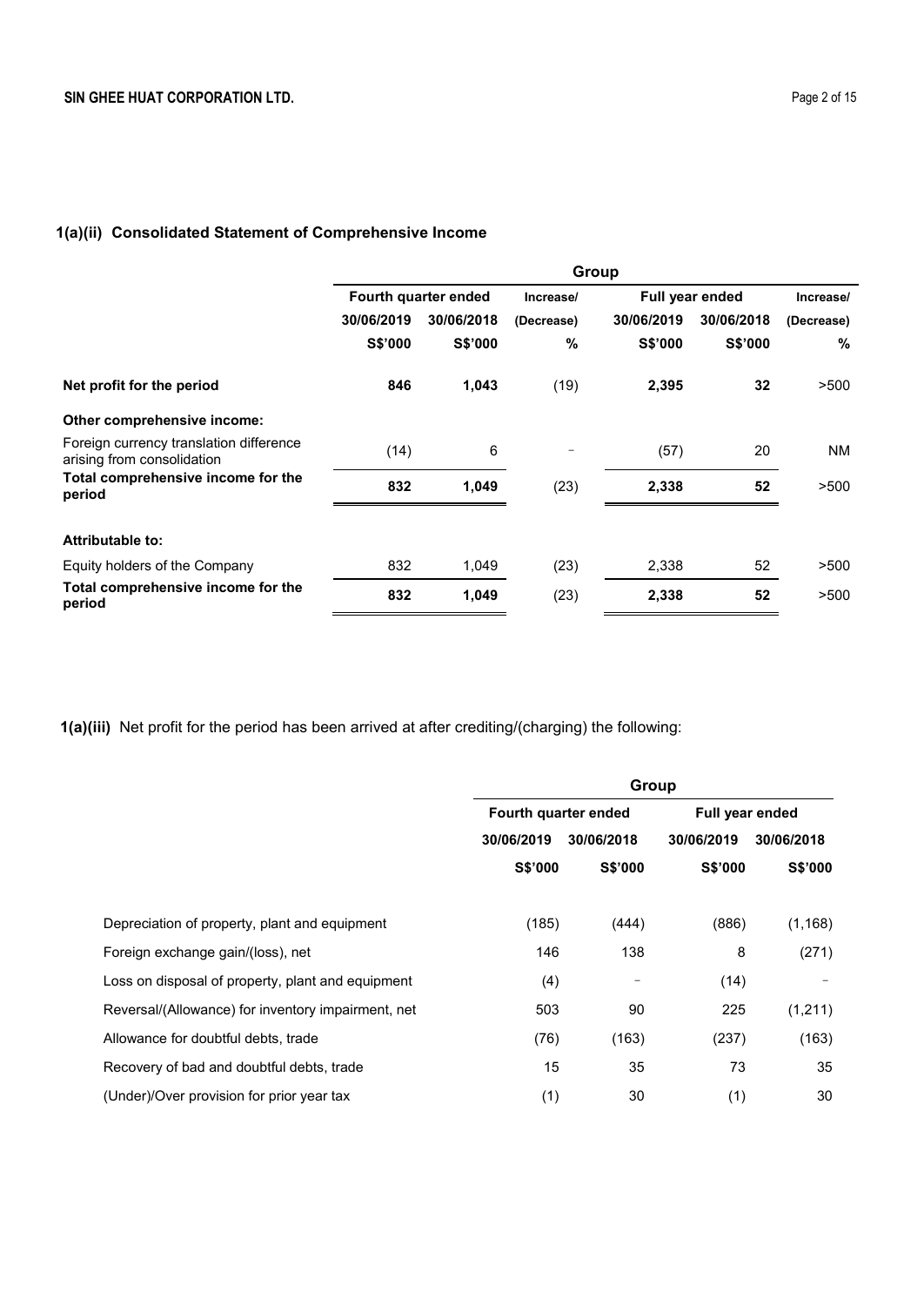## 1(a)(ii) Consolidated Statement of Comprehensive Income

| | Group | | | | | |
|---|---|---|---|---|---|---|
| | Fourth quarter ended | | Increase/ | Full year ended | | Increase/ |
| | 30/06/2019 | 30/06/2018 | (Decrease) | 30/06/2019 | 30/06/2018 | (Decrease) |
| | S$'000 | S$'000 | % | S$'000 | S$'000 | % |
| **Net profit for the period** | **846** | **1,043** | (19) | **2,395** | **32** | >500 |
| **Other comprehensive income:** | | | | | | |
| Foreign currency translation difference arising from consolidation | (14) | 6 | – | (57) | 20 | NM |
| **Total comprehensive income for the period** | **832** | **1,049** | (23) | **2,338** | **52** | >500 |
| **Attributable to:** | | | | | | |
| Equity holders of the Company | 832 | 1,049 | (23) | 2,338 | 52 | >500 |
| **Total comprehensive income for the period** | **832** | **1,049** | (23) | **2,338** | **52** | >500 |

**1(a)(iii)** Net profit for the period has been arrived at after crediting/(charging) the following:

| | Group | | | |
|---|---|---|---|---|
| | Fourth quarter ended | | Full year ended | |
| | 30/06/2019 | 30/06/2018 | 30/06/2019 | 30/06/2018 |
| | S$'000 | S$'000 | S$'000 | S$'000 |
| Depreciation of property, plant and equipment | (185) | (444) | (886) | (1,168) |
| Foreign exchange gain/(loss), net | 146 | 138 | 8 | (271) |
| Loss on disposal of property, plant and equipment | (4) | – | (14) | – |
| Reversal/(Allowance) for inventory impairment, net | 503 | 90 | 225 | (1,211) |
| Allowance for doubtful debts, trade | (76) | (163) | (237) | (163) |
| Recovery of bad and doubtful debts, trade | 15 | 35 | 73 | 35 |
| (Under)/Over provision for prior year tax | (1) | 30 | (1) | 30 |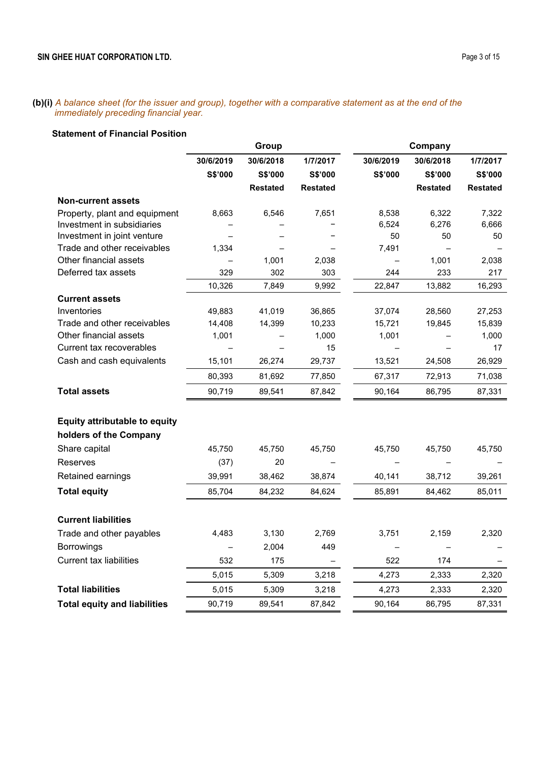**(b)(i)** *A balance sheet (for the issuer and group), together with a comparative statement as at the end of the immediately preceding financial year.*

**Statement of Financial Position**

| | Group | | | Company | | |
|---|---|---|---|---|---|---|
| | **30/6/2019** | **30/6/2018** | **1/7/2017** | **30/6/2019** | **30/6/2018** | **1/7/2017** |
| | **S$'000** | **S$'000** | **S$'000** | **S$'000** | **S$'000** | **S$'000** |
| | | **Restated** | **Restated** | | **Restated** | **Restated** |
| **Non-current assets** | | | | | | |
| Property, plant and equipment | 8,663 | 6,546 | 7,651 | 8,538 | 6,322 | 7,322 |
| Investment in subsidiaries | – | – | – | 6,524 | 6,276 | 6,666 |
| Investment in joint venture | – | – | – | 50 | 50 | 50 |
| Trade and other receivables | 1,334 | – | – | 7,491 | – | – |
| Other financial assets | – | 1,001 | 2,038 | – | 1,001 | 2,038 |
| Deferred tax assets | 329 | 302 | 303 | 244 | 233 | 217 |
| | 10,326 | 7,849 | 9,992 | 22,847 | 13,882 | 16,293 |
| **Current assets** | | | | | | |
| Inventories | 49,883 | 41,019 | 36,865 | 37,074 | 28,560 | 27,253 |
| Trade and other receivables | 14,408 | 14,399 | 10,233 | 15,721 | 19,845 | 15,839 |
| Other financial assets | 1,001 | – | 1,000 | 1,001 | – | 1,000 |
| Current tax recoverables | – | – | 15 | – | – | 17 |
| Cash and cash equivalents | 15,101 | 26,274 | 29,737 | 13,521 | 24,508 | 26,929 |
| | 80,393 | 81,692 | 77,850 | 67,317 | 72,913 | 71,038 |
| **Total assets** | 90,719 | 89,541 | 87,842 | 90,164 | 86,795 | 87,331 |
| | | | | | | |
| **Equity attributable to equity holders of the Company** | | | | | | |
| Share capital | 45,750 | 45,750 | 45,750 | 45,750 | 45,750 | 45,750 |
| Reserves | (37) | 20 | – | – | – | – |
| Retained earnings | 39,991 | 38,462 | 38,874 | 40,141 | 38,712 | 39,261 |
| **Total equity** | 85,704 | 84,232 | 84,624 | 85,891 | 84,462 | 85,011 |
| | | | | | | |
| **Current liabilities** | | | | | | |
| Trade and other payables | 4,483 | 3,130 | 2,769 | 3,751 | 2,159 | 2,320 |
| Borrowings | – | 2,004 | 449 | – | – | – |
| Current tax liabilities | 532 | 175 | – | 522 | 174 | – |
| | 5,015 | 5,309 | 3,218 | 4,273 | 2,333 | 2,320 |
| **Total liabilities** | 5,015 | 5,309 | 3,218 | 4,273 | 2,333 | 2,320 |
| **Total equity and liabilities** | 90,719 | 89,541 | 87,842 | 90,164 | 86,795 | 87,331 |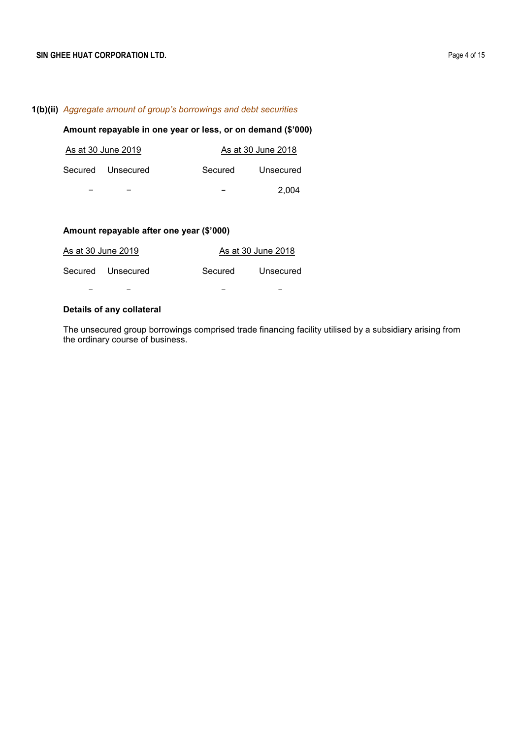**1(b)(ii)** *Aggregate amount of group's borrowings and debt securities*

**Amount repayable in one year or less, or on demand ($'000)**

| As at 30 June 2019 | | As at 30 June 2018 | |
|---|---|---|---|
| Secured | Unsecured | Secured | Unsecured |
| – | – | – | 2,004 |

**Amount repayable after one year ($'000)**

| As at 30 June 2019 | | As at 30 June 2018 | |
|---|---|---|---|
| Secured | Unsecured | Secured | Unsecured |
| – | – | – | – |

**Details of any collateral**

The unsecured group borrowings comprised trade financing facility utilised by a subsidiary arising from the ordinary course of business.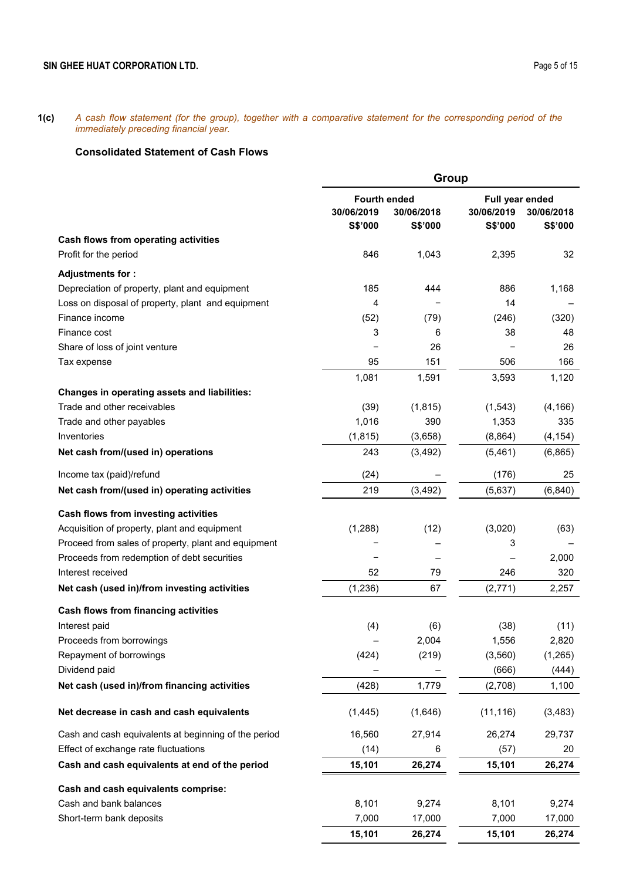**1(c)** *A cash flow statement (for the group), together with a comparative statement for the corresponding period of the immediately preceding financial year.*

### Consolidated Statement of Cash Flows

| | Group | | | |
|---|---|---|---|---|
| | Fourth ended | | Full year ended | |
| | 30/06/2019 | 30/06/2018 | 30/06/2019 | 30/06/2018 |
| | S$'000 | S$'000 | S$'000 | S$'000 |
| **Cash flows from operating activities** | | | | |
| Profit for the period | 846 | 1,043 | 2,395 | 32 |
| **Adjustments for :** | | | | |
| Depreciation of property, plant and equipment | 185 | 444 | 886 | 1,168 |
| Loss on disposal of property, plant and equipment | 4 | – | 14 | – |
| Finance income | (52) | (79) | (246) | (320) |
| Finance cost | 3 | 6 | 38 | 48 |
| Share of loss of joint venture | – | 26 | – | 26 |
| Tax expense | 95 | 151 | 506 | 166 |
| | 1,081 | 1,591 | 3,593 | 1,120 |
| **Changes in operating assets and liabilities:** | | | | |
| Trade and other receivables | (39) | (1,815) | (1,543) | (4,166) |
| Trade and other payables | 1,016 | 390 | 1,353 | 335 |
| Inventories | (1,815) | (3,658) | (8,864) | (4,154) |
| **Net cash from/(used in) operations** | 243 | (3,492) | (5,461) | (6,865) |
| Income tax (paid)/refund | (24) | – | (176) | 25 |
| **Net cash from/(used in) operating activities** | 219 | (3,492) | (5,637) | (6,840) |
| **Cash flows from investing activities** | | | | |
| Acquisition of property, plant and equipment | (1,288) | (12) | (3,020) | (63) |
| Proceed from sales of property, plant and equipment | – | – | 3 | – |
| Proceeds from redemption of debt securities | – | – | – | 2,000 |
| Interest received | 52 | 79 | 246 | 320 |
| **Net cash (used in)/from investing activities** | (1,236) | 67 | (2,771) | 2,257 |
| **Cash flows from financing activities** | | | | |
| Interest paid | (4) | (6) | (38) | (11) |
| Proceeds from borrowings | – | 2,004 | 1,556 | 2,820 |
| Repayment of borrowings | (424) | (219) | (3,560) | (1,265) |
| Dividend paid | – | – | (666) | (444) |
| **Net cash (used in)/from financing activities** | (428) | 1,779 | (2,708) | 1,100 |
| **Net decrease in cash and cash equivalents** | (1,445) | (1,646) | (11,116) | (3,483) |
| Cash and cash equivalents at beginning of the period | 16,560 | 27,914 | 26,274 | 29,737 |
| Effect of exchange rate fluctuations | (14) | 6 | (57) | 20 |
| **Cash and cash equivalents at end of the period** | **15,101** | **26,274** | **15,101** | **26,274** |
| **Cash and cash equivalents comprise:** | | | | |
| Cash and bank balances | 8,101 | 9,274 | 8,101 | 9,274 |
| Short-term bank deposits | 7,000 | 17,000 | 7,000 | 17,000 |
| | **15,101** | **26,274** | **15,101** | **26,274** |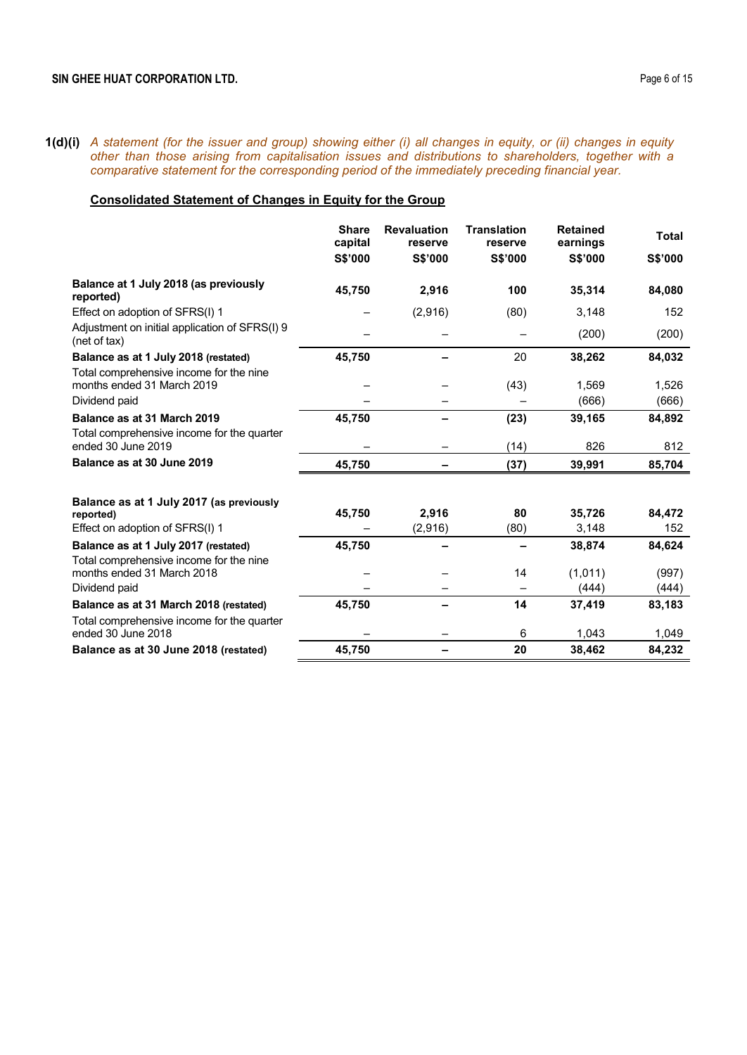**1(d)(i)** *A statement (for the issuer and group) showing either (i) all changes in equity, or (ii) changes in equity other than those arising from capitalisation issues and distributions to shareholders, together with a comparative statement for the corresponding period of the immediately preceding financial year.*

**Consolidated Statement of Changes in Equity for the Group**

| | Share capital S$'000 | Revaluation reserve S$'000 | Translation reserve S$'000 | Retained earnings S$'000 | Total S$'000 |
|---|---|---|---|---|---|
| **Balance at 1 July 2018 (as previously reported)** | **45,750** | **2,916** | **100** | **35,314** | **84,080** |
| Effect on adoption of SFRS(I) 1 | – | (2,916) | (80) | 3,148 | 152 |
| Adjustment on initial application of SFRS(I) 9 (net of tax) | – | – | – | (200) | (200) |
| **Balance as at 1 July 2018 (restated)** | **45,750** | **–** | 20 | **38,262** | **84,032** |
| Total comprehensive income for the nine months ended 31 March 2019 | – | – | (43) | 1,569 | 1,526 |
| Dividend paid | – | – | – | (666) | (666) |
| **Balance as at 31 March 2019** | **45,750** | **–** | **(23)** | **39,165** | **84,892** |
| Total comprehensive income for the quarter ended 30 June 2019 | – | – | (14) | 826 | 812 |
| **Balance as at 30 June 2019** | **45,750** | **–** | **(37)** | **39,991** | **85,704** |
| | | | | | |
| **Balance as at 1 July 2017 (as previously reported)** | **45,750** | **2,916** | **80** | **35,726** | **84,472** |
| Effect on adoption of SFRS(I) 1 | – | (2,916) | (80) | 3,148 | 152 |
| **Balance as at 1 July 2017 (restated)** | **45,750** | **–** | **–** | **38,874** | **84,624** |
| Total comprehensive income for the nine months ended 31 March 2018 | – | – | 14 | (1,011) | (997) |
| Dividend paid | – | – | – | (444) | (444) |
| **Balance as at 31 March 2018 (restated)** | **45,750** | **–** | **14** | **37,419** | **83,183** |
| Total comprehensive income for the quarter ended 30 June 2018 | – | – | 6 | 1,043 | 1,049 |
| **Balance as at 30 June 2018 (restated)** | **45,750** | **–** | **20** | **38,462** | **84,232** |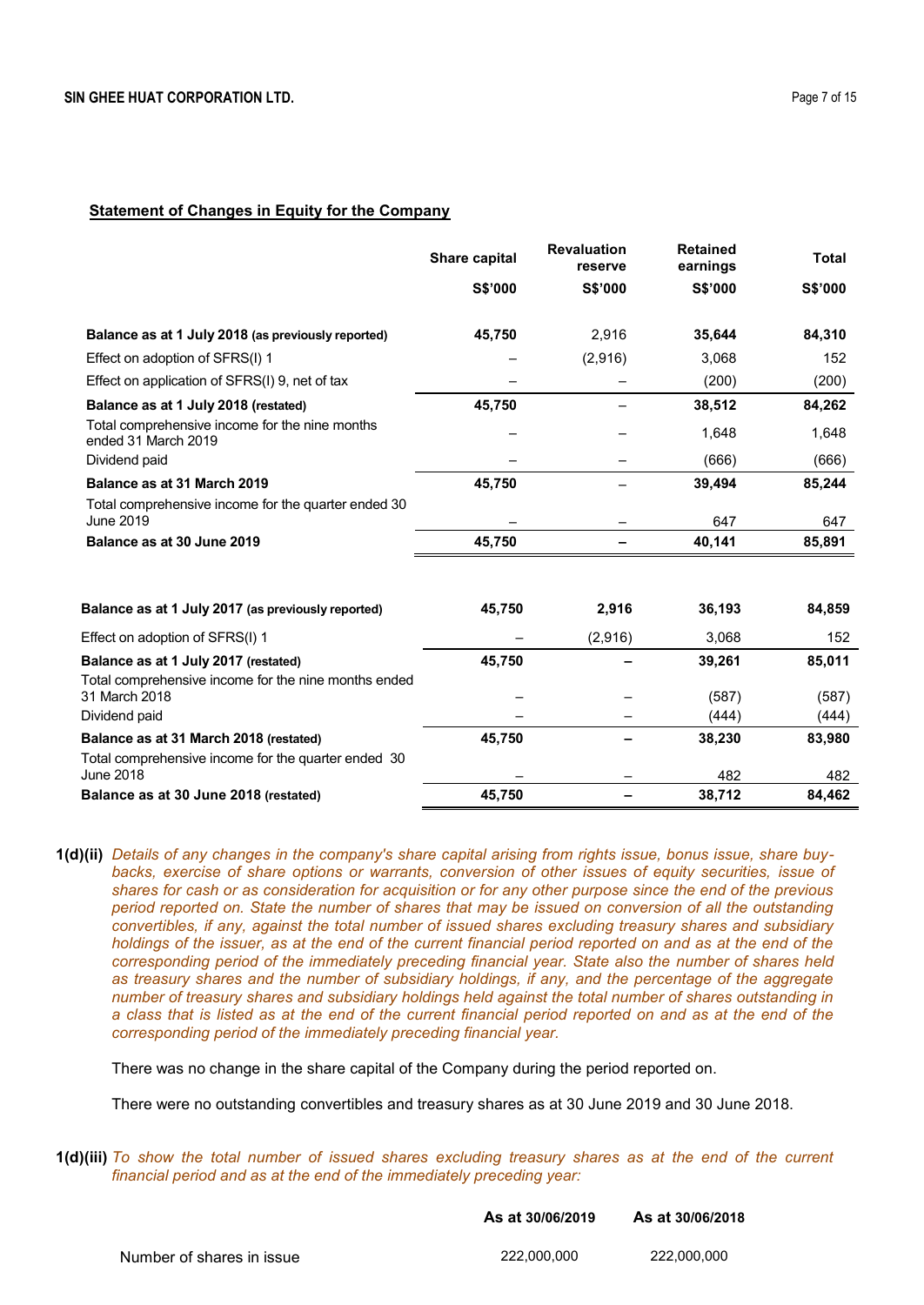## Statement of Changes in Equity for the Company

| | Share capital | Revaluation reserve | Retained earnings | Total |
|---|---|---|---|---|
| | S$'000 | S$'000 | S$'000 | S$'000 |
| **Balance as at 1 July 2018** (as previously reported) | **45,750** | 2,916 | **35,644** | **84,310** |
| Effect on adoption of SFRS(I) 1 | – | (2,916) | 3,068 | 152 |
| Effect on application of SFRS(I) 9, net of tax | – | – | (200) | (200) |
| **Balance as at 1 July 2018 (restated)** | **45,750** | – | **38,512** | **84,262** |
| Total comprehensive income for the nine months ended 31 March 2019 | – | – | 1,648 | 1,648 |
| Dividend paid | – | – | (666) | (666) |
| **Balance as at 31 March 2019** | **45,750** | – | **39,494** | **85,244** |
| Total comprehensive income for the quarter ended 30 June 2019 | – | – | 647 | 647 |
| **Balance as at 30 June 2019** | **45,750** | **–** | **40,141** | **85,891** |

| | Share capital | Revaluation reserve | Retained earnings | Total |
|---|---|---|---|---|
| | S$'000 | S$'000 | S$'000 | S$'000 |
| **Balance as at 1 July 2017** (as previously reported) | **45,750** | **2,916** | **36,193** | **84,859** |
| Effect on adoption of SFRS(I) 1 | – | (2,916) | 3,068 | 152 |
| **Balance as at 1 July 2017 (restated)** | **45,750** | **–** | **39,261** | **85,011** |
| Total comprehensive income for the nine months ended 31 March 2018 | – | – | (587) | (587) |
| Dividend paid | – | – | (444) | (444) |
| **Balance as at 31 March 2018 (restated)** | **45,750** | **–** | **38,230** | **83,980** |
| Total comprehensive income for the quarter ended 30 June 2018 | – | – | 482 | 482 |
| **Balance as at 30 June 2018 (restated)** | **45,750** | **–** | **38,712** | **84,462** |

**1(d)(ii)** *Details of any changes in the company's share capital arising from rights issue, bonus issue, share buy-backs, exercise of share options or warrants, conversion of other issues of equity securities, issue of shares for cash or as consideration for acquisition or for any other purpose since the end of the previous period reported on. State the number of shares that may be issued on conversion of all the outstanding convertibles, if any, against the total number of issued shares excluding treasury shares and subsidiary holdings of the issuer, as at the end of the current financial period reported on and as at the end of the corresponding period of the immediately preceding financial year. State also the number of shares held as treasury shares and the number of subsidiary holdings, if any, and the percentage of the aggregate number of treasury shares and subsidiary holdings held against the total number of shares outstanding in a class that is listed as at the end of the current financial period reported on and as at the end of the corresponding period of the immediately preceding financial year.*

There was no change in the share capital of the Company during the period reported on.

There were no outstanding convertibles and treasury shares as at 30 June 2019 and 30 June 2018.

**1(d)(iii)** *To show the total number of issued shares excluding treasury shares as at the end of the current financial period and as at the end of the immediately preceding year:*

| | As at 30/06/2019 | As at 30/06/2018 |
|---|---|---|
| Number of shares in issue | 222,000,000 | 222,000,000 |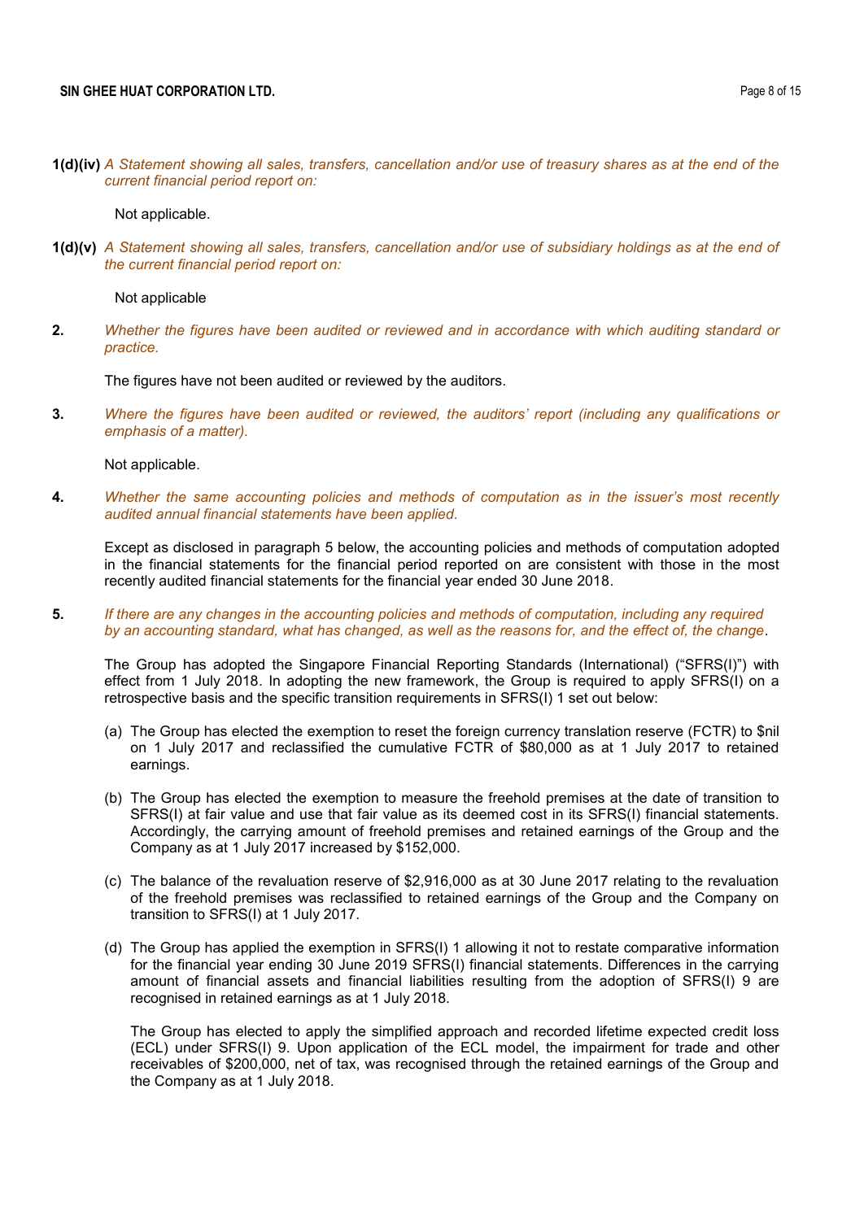**1(d)(iv)** *A Statement showing all sales, transfers, cancellation and/or use of treasury shares as at the end of the current financial period report on:*

Not applicable.

**1(d)(v)** *A Statement showing all sales, transfers, cancellation and/or use of subsidiary holdings as at the end of the current financial period report on:*

Not applicable

**2.** *Whether the figures have been audited or reviewed and in accordance with which auditing standard or practice.*

The figures have not been audited or reviewed by the auditors.

**3.** *Where the figures have been audited or reviewed, the auditors' report (including any qualifications or emphasis of a matter).*

Not applicable.

**4.** *Whether the same accounting policies and methods of computation as in the issuer's most recently audited annual financial statements have been applied.*

Except as disclosed in paragraph 5 below, the accounting policies and methods of computation adopted in the financial statements for the financial period reported on are consistent with those in the most recently audited financial statements for the financial year ended 30 June 2018.

**5.** *If there are any changes in the accounting policies and methods of computation, including any required by an accounting standard, what has changed, as well as the reasons for, and the effect of, the change.*

The Group has adopted the Singapore Financial Reporting Standards (International) ("SFRS(I)") with effect from 1 July 2018. In adopting the new framework, the Group is required to apply SFRS(I) on a retrospective basis and the specific transition requirements in SFRS(I) 1 set out below:

(a) The Group has elected the exemption to reset the foreign currency translation reserve (FCTR) to $nil on 1 July 2017 and reclassified the cumulative FCTR of $80,000 as at 1 July 2017 to retained earnings.

(b) The Group has elected the exemption to measure the freehold premises at the date of transition to SFRS(I) at fair value and use that fair value as its deemed cost in its SFRS(I) financial statements. Accordingly, the carrying amount of freehold premises and retained earnings of the Group and the Company as at 1 July 2017 increased by $152,000.

(c) The balance of the revaluation reserve of $2,916,000 as at 30 June 2017 relating to the revaluation of the freehold premises was reclassified to retained earnings of the Group and the Company on transition to SFRS(I) at 1 July 2017.

(d) The Group has applied the exemption in SFRS(I) 1 allowing it not to restate comparative information for the financial year ending 30 June 2019 SFRS(I) financial statements. Differences in the carrying amount of financial assets and financial liabilities resulting from the adoption of SFRS(I) 9 are recognised in retained earnings as at 1 July 2018.

The Group has elected to apply the simplified approach and recorded lifetime expected credit loss (ECL) under SFRS(I) 9. Upon application of the ECL model, the impairment for trade and other receivables of $200,000, net of tax, was recognised through the retained earnings of the Group and the Company as at 1 July 2018.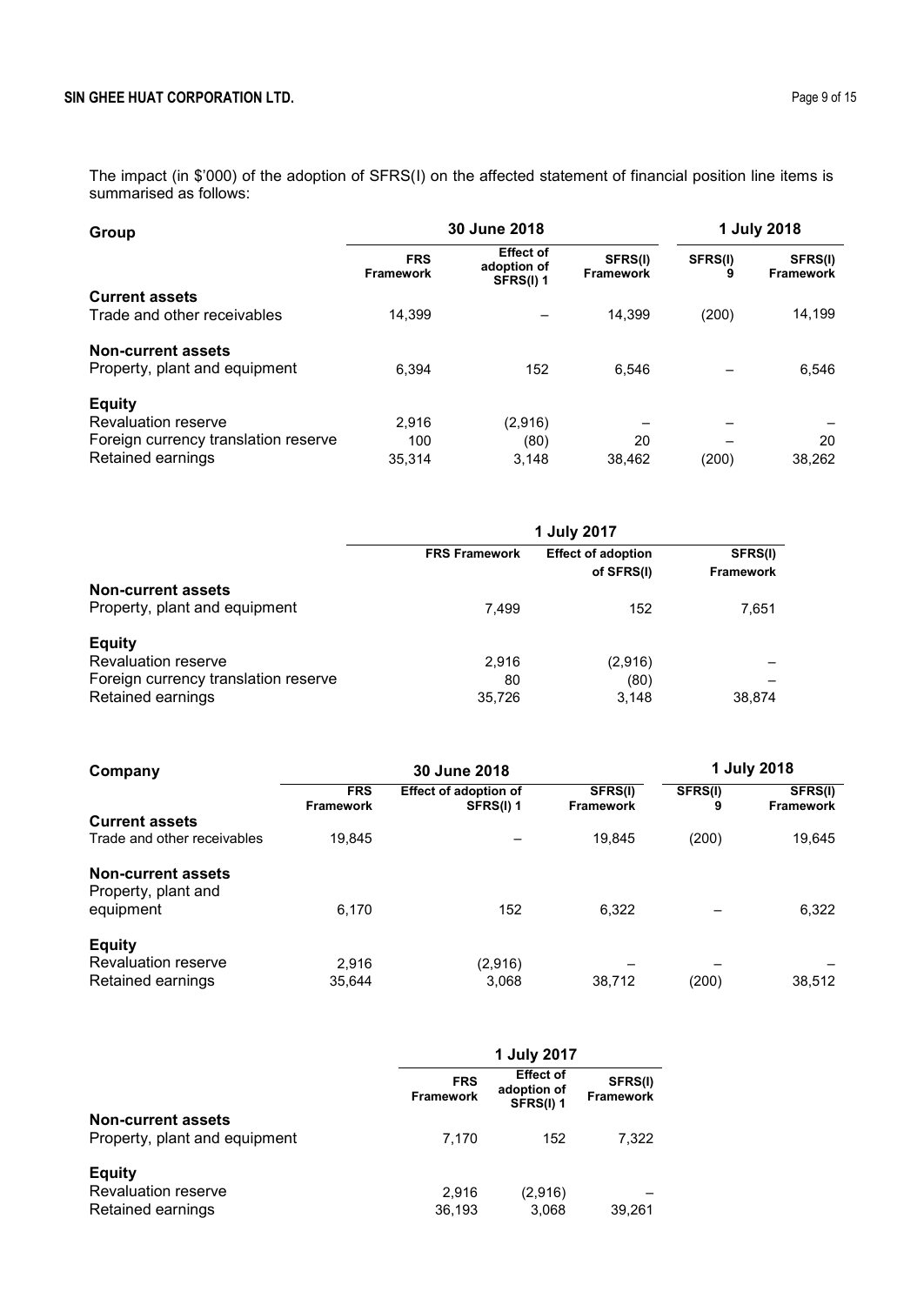The impact (in $'000) of the adoption of SFRS(I) on the affected statement of financial position line items is summarised as follows:

| Group | 30 June 2018 | | | 1 July 2018 | |
|---|---|---|---|---|---|
| | FRS Framework | Effect of adoption of SFRS(I) 1 | SFRS(I) Framework | SFRS(I) 9 | SFRS(I) Framework |
| **Current assets** | | | | | |
| Trade and other receivables | 14,399 | – | 14,399 | (200) | 14,199 |
| **Non-current assets** | | | | | |
| Property, plant and equipment | 6,394 | 152 | 6,546 | – | 6,546 |
| **Equity** | | | | | |
| Revaluation reserve | 2,916 | (2,916) | – | – | – |
| Foreign currency translation reserve | 100 | (80) | 20 | – | 20 |
| Retained earnings | 35,314 | 3,148 | 38,462 | (200) | 38,262 |

| | 1 July 2017 | | |
|---|---|---|---|
| | FRS Framework | Effect of adoption of SFRS(I) | SFRS(I) Framework |
| **Non-current assets** | | | |
| Property, plant and equipment | 7,499 | 152 | 7,651 |
| **Equity** | | | |
| Revaluation reserve | 2,916 | (2,916) | – |
| Foreign currency translation reserve | 80 | (80) | – |
| Retained earnings | 35,726 | 3,148 | 38,874 |

| Company | 30 June 2018 | | | 1 July 2018 | |
|---|---|---|---|---|---|
| | FRS Framework | Effect of adoption of SFRS(I) 1 | SFRS(I) Framework | SFRS(I) 9 | SFRS(I) Framework |
| **Current assets** | | | | | |
| Trade and other receivables | 19,845 | – | 19,845 | (200) | 19,645 |
| **Non-current assets** | | | | | |
| Property, plant and equipment | 6,170 | 152 | 6,322 | – | 6,322 |
| **Equity** | | | | | |
| Revaluation reserve | 2,916 | (2,916) | – | – | – |
| Retained earnings | 35,644 | 3,068 | 38,712 | (200) | 38,512 |

| | 1 July 2017 | | |
|---|---|---|---|
| | FRS Framework | Effect of adoption of SFRS(I) 1 | SFRS(I) Framework |
| **Non-current assets** | | | |
| Property, plant and equipment | 7,170 | 152 | 7,322 |
| **Equity** | | | |
| Revaluation reserve | 2,916 | (2,916) | – |
| Retained earnings | 36,193 | 3,068 | 39,261 |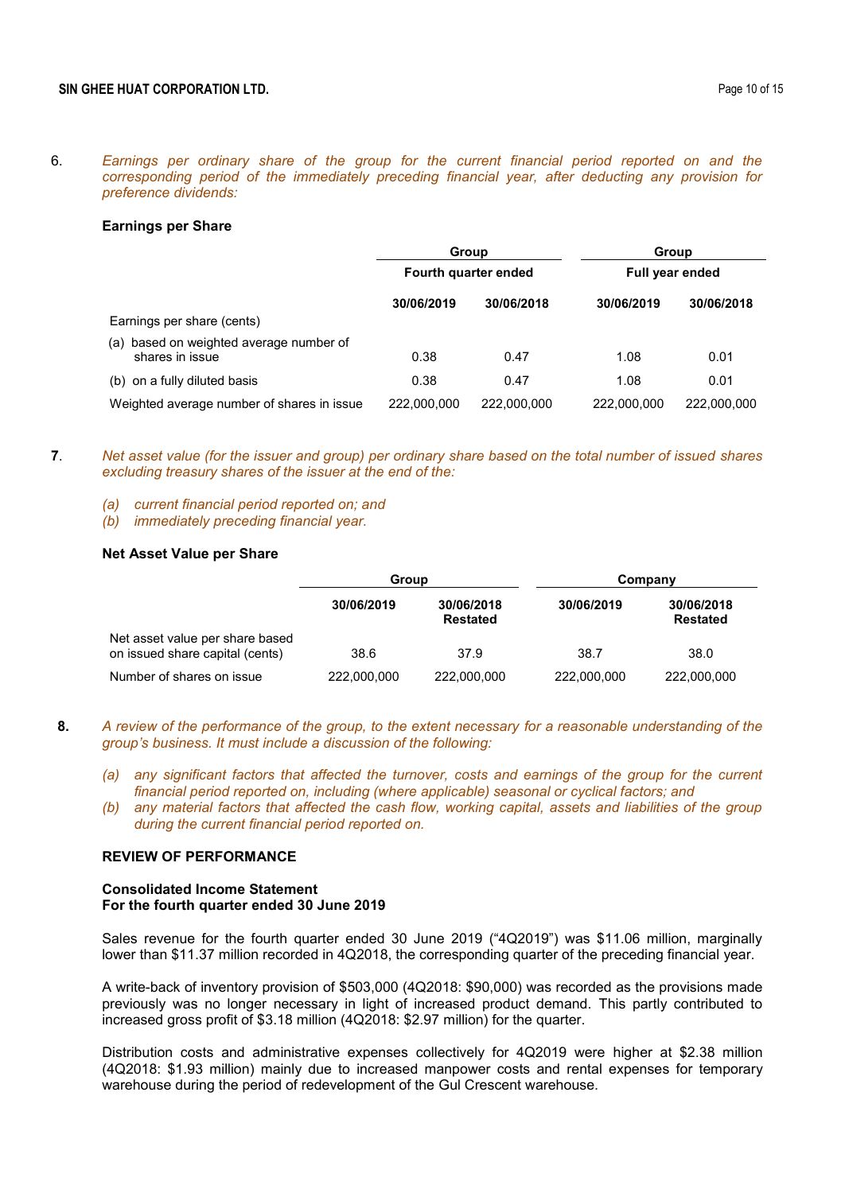6. *Earnings per ordinary share of the group for the current financial period reported on and the corresponding period of the immediately preceding financial year, after deducting any provision for preference dividends:*

**Earnings per Share**

| | Group | | Group | |
|---|---|---|---|---|
| | Fourth quarter ended | | Full year ended | |
| | **30/06/2019** | **30/06/2018** | **30/06/2019** | **30/06/2018** |
| Earnings per share (cents) | | | | |
| (a) based on weighted average number of shares in issue | 0.38 | 0.47 | 1.08 | 0.01 |
| (b) on a fully diluted basis | 0.38 | 0.47 | 1.08 | 0.01 |
| Weighted average number of shares in issue | 222,000,000 | 222,000,000 | 222,000,000 | 222,000,000 |

**7**. *Net asset value (for the issuer and group) per ordinary share based on the total number of issued shares excluding treasury shares of the issuer at the end of the:*

*(a) current financial period reported on; and*
*(b) immediately preceding financial year.*

**Net Asset Value per Share**

| | Group | | Company | |
|---|---|---|---|---|
| | **30/06/2019** | **30/06/2018 Restated** | **30/06/2019** | **30/06/2018 Restated** |
| Net asset value per share based on issued share capital (cents) | 38.6 | 37.9 | 38.7 | 38.0 |
| Number of shares on issue | 222,000,000 | 222,000,000 | 222,000,000 | 222,000,000 |

**8.** *A review of the performance of the group, to the extent necessary for a reasonable understanding of the group's business. It must include a discussion of the following:*

*(a) any significant factors that affected the turnover, costs and earnings of the group for the current financial period reported on, including (where applicable) seasonal or cyclical factors; and*
*(b) any material factors that affected the cash flow, working capital, assets and liabilities of the group during the current financial period reported on.*

**REVIEW OF PERFORMANCE**

**Consolidated Income Statement**
**For the fourth quarter ended 30 June 2019**

Sales revenue for the fourth quarter ended 30 June 2019 ("4Q2019") was $11.06 million, marginally lower than $11.37 million recorded in 4Q2018, the corresponding quarter of the preceding financial year.

A write-back of inventory provision of $503,000 (4Q2018: $90,000) was recorded as the provisions made previously was no longer necessary in light of increased product demand. This partly contributed to increased gross profit of $3.18 million (4Q2018: $2.97 million) for the quarter.

Distribution costs and administrative expenses collectively for 4Q2019 were higher at $2.38 million (4Q2018: $1.93 million) mainly due to increased manpower costs and rental expenses for temporary warehouse during the period of redevelopment of the Gul Crescent warehouse.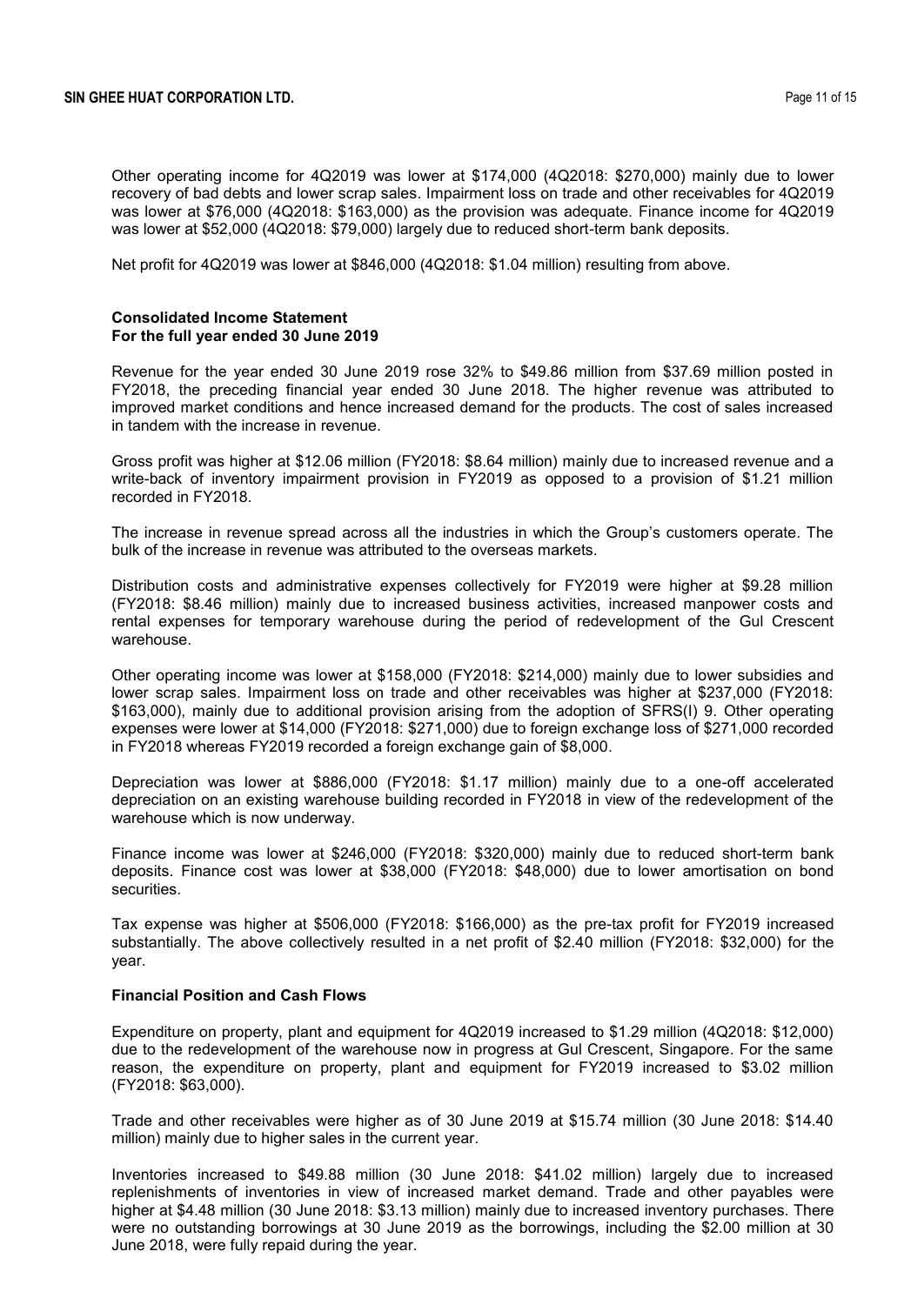Other operating income for 4Q2019 was lower at $174,000 (4Q2018: $270,000) mainly due to lower recovery of bad debts and lower scrap sales. Impairment loss on trade and other receivables for 4Q2019 was lower at $76,000 (4Q2018: $163,000) as the provision was adequate. Finance income for 4Q2019 was lower at $52,000 (4Q2018: $79,000) largely due to reduced short-term bank deposits.

Net profit for 4Q2019 was lower at $846,000 (4Q2018: $1.04 million) resulting from above.

**Consolidated Income Statement**
**For the full year ended 30 June 2019**

Revenue for the year ended 30 June 2019 rose 32% to 49.86 million from $37.69 million posted in FY2018, the preceding financial year ended 30 June 2018. The higher revenue was attributed to improved market conditions and hence increased demand for the products. The cost of sales increased in tandem with the increase in revenue.

Gross profit was higher at $12.06 million (FY2018: $8.64 million) mainly due to increased revenue and a write-back of inventory impairment provision in FY2019 as opposed to a provision of $1.21 million recorded in FY2018.

The increase in revenue spread across all the industries in which the Group's customers operate. The bulk of the increase in revenue was attributed to the overseas markets.

Distribution costs and administrative expenses collectively for FY2019 were higher at $9.28 million (FY2018: $8.46 million) mainly due to increased business activities, increased manpower costs and rental expenses for temporary warehouse during the period of redevelopment of the Gul Crescent warehouse.

Other operating income was lower at $158,000 (FY2018: $214,000) mainly due to lower subsidies and lower scrap sales. Impairment loss on trade and other receivables was higher at $237,000 (FY2018: $163,000), mainly due to additional provision arising from the adoption of SFRS(I) 9. Other operating expenses were lower at $14,000 (FY2018: $271,000) due to foreign exchange loss of $271,000 recorded in FY2018 whereas FY2019 recorded a foreign exchange gain of $8,000.

Depreciation was lower at $886,000 (FY2018: $1.17 million) mainly due to a one-off accelerated depreciation on an existing warehouse building recorded in FY2018 in view of the redevelopment of the warehouse which is now underway.

Finance income was lower at $246,000 (FY2018: $320,000) mainly due to reduced short-term bank deposits. Finance cost was lower at $38,000 (FY2018: $48,000) due to lower amortisation on bond securities.

Tax expense was higher at $506,000 (FY2018: $166,000) as the pre-tax profit for FY2019 increased substantially. The above collectively resulted in a net profit of $2.40 million (FY2018: $32,000) for the year.

**Financial Position and Cash Flows**

Expenditure on property, plant and equipment for 4Q2019 increased to $1.29 million (4Q2018: $12,000) due to the redevelopment of the warehouse now in progress at Gul Crescent, Singapore. For the same reason, the expenditure on property, plant and equipment for FY2019 increased to $3.02 million (FY2018: $63,000).

Trade and other receivables were higher as of 30 June 2019 at $15.74 million (30 June 2018: $14.40 million) mainly due to higher sales in the current year.

Inventories increased to $49.88 million (30 June 2018: $41.02 million) largely due to increased replenishments of inventories in view of increased market demand. Trade and other payables were higher at $4.48 million (30 June 2018: $3.13 million) mainly due to increased inventory purchases. There were no outstanding borrowings at 30 June 2019 as the borrowings, including the $2.00 million at 30 June 2018, were fully repaid during the year.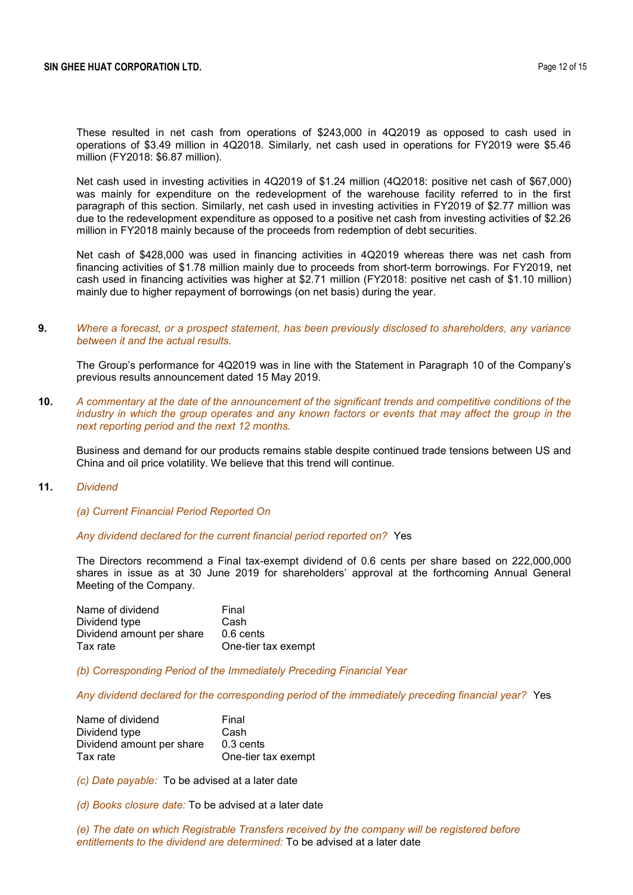These resulted in net cash from operations of $243,000 in 4Q2019 as opposed to cash used in operations of $3.49 million in 4Q2018. Similarly, net cash used in operations for FY2019 were $5.46 million (FY2018: $6.87 million).

Net cash used in investing activities in 4Q2019 of $1.24 million (4Q2018: positive net cash of $67,000) was mainly for expenditure on the redevelopment of the warehouse facility referred to in the first paragraph of this section. Similarly, net cash used in investing activities in FY2019 of $2.77 million was due to the redevelopment expenditure as opposed to a positive net cash from investing activities of $2.26 million in FY2018 mainly because of the proceeds from redemption of debt securities.

Net cash of $428,000 was used in financing activities in 4Q2019 whereas there was net cash from financing activities of $1.78 million mainly due to proceeds from short-term borrowings. For FY2019, net cash used in financing activities was higher at $2.71 million (FY2018: positive net cash of $1.10 million) mainly due to higher repayment of borrowings (on net basis) during the year.

**9.** *Where a forecast, or a prospect statement, has been previously disclosed to shareholders, any variance between it and the actual results.*

The Group's performance for 4Q2019 was in line with the Statement in Paragraph 10 of the Company's previous results announcement dated 15 May 2019.

**10.** *A commentary at the date of the announcement of the significant trends and competitive conditions of the industry in which the group operates and any known factors or events that may affect the group in the next reporting period and the next 12 months.*

Business and demand for our products remains stable despite continued trade tensions between US and China and oil price volatility. We believe that this trend will continue.

**11.** *Dividend*

*(a) Current Financial Period Reported On*

*Any dividend declared for the current financial period reported on?* Yes

The Directors recommend a Final tax-exempt dividend of 0.6 cents per share based on 222,000,000 shares in issue as at 30 June 2019 for shareholders' approval at the forthcoming Annual General Meeting of the Company.

| | |
|---|---|
| Name of dividend | Final |
| Dividend type | Cash |
| Dividend amount per share | 0.6 cents |
| Tax rate | One-tier tax exempt |

*(b) Corresponding Period of the Immediately Preceding Financial Year*

*Any dividend declared for the corresponding period of the immediately preceding financial year?* Yes

| | |
|---|---|
| Name of dividend | Final |
| Dividend type | Cash |
| Dividend amount per share | 0.3 cents |
| Tax rate | One-tier tax exempt |

*(c) Date payable:* To be advised at a later date

*(d) Books closure date:* To be advised at a later date

*(e) The date on which Registrable Transfers received by the company will be registered before entitlements to the dividend are determined:* To be advised at a later date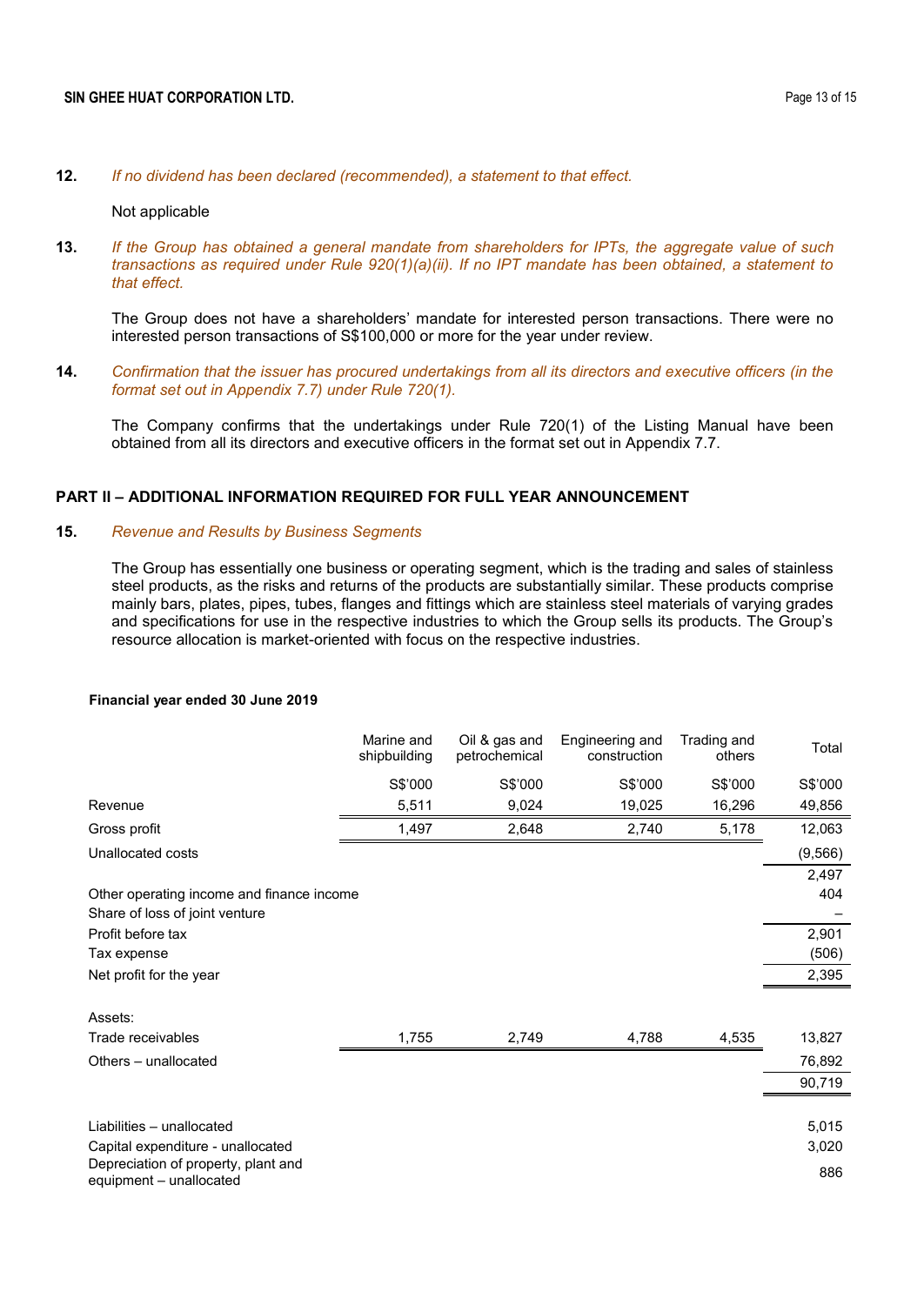**12.** *If no dividend has been declared (recommended), a statement to that effect.*

Not applicable

**13.** *If the Group has obtained a general mandate from shareholders for IPTs, the aggregate value of such transactions as required under Rule 920(1)(a)(ii). If no IPT mandate has been obtained, a statement to that effect.*

The Group does not have a shareholders' mandate for interested person transactions. There were no interested person transactions of S$100,000 or more for the year under review.

**14.** *Confirmation that the issuer has procured undertakings from all its directors and executive officers (in the format set out in Appendix 7.7) under Rule 720(1).*

The Company confirms that the undertakings under Rule 720(1) of the Listing Manual have been obtained from all its directors and executive officers in the format set out in Appendix 7.7.

## PART II – ADDITIONAL INFORMATION REQUIRED FOR FULL YEAR ANNOUNCEMENT

**15.** *Revenue and Results by Business Segments*

The Group has essentially one business or operating segment, which is the trading and sales of stainless steel products, as the risks and returns of the products are substantially similar. These products comprise mainly bars, plates, pipes, tubes, flanges and fittings which are stainless steel materials of varying grades and specifications for use in the respective industries to which the Group sells its products. The Group's resource allocation is market-oriented with focus on the respective industries.

**Financial year ended 30 June 2019**

| | Marine and shipbuilding | Oil & gas and petrochemical | Engineering and construction | Trading and others | Total |
|---|---|---|---|---|---|
| | S$'000 | S$'000 | S$'000 | S$'000 | S$'000 |
| Revenue | 5,511 | 9,024 | 19,025 | 16,296 | 49,856 |
| Gross profit | 1,497 | 2,648 | 2,740 | 5,178 | 12,063 |
| Unallocated costs | | | | | (9,566) |
| | | | | | 2,497 |
| Other operating income and finance income | | | | | 404 |
| Share of loss of joint venture | | | | | – |
| Profit before tax | | | | | 2,901 |
| Tax expense | | | | | (506) |
| Net profit for the year | | | | | 2,395 |
| | | | | | |
| Assets: | | | | | |
| Trade receivables | 1,755 | 2,749 | 4,788 | 4,535 | 13,827 |
| Others – unallocated | | | | | 76,892 |
| | | | | | 90,719 |
| | | | | | |
| Liabilities – unallocated | | | | | 5,015 |
| Capital expenditure - unallocated | | | | | 3,020 |
| Depreciation of property, plant and equipment – unallocated | | | | | 886 |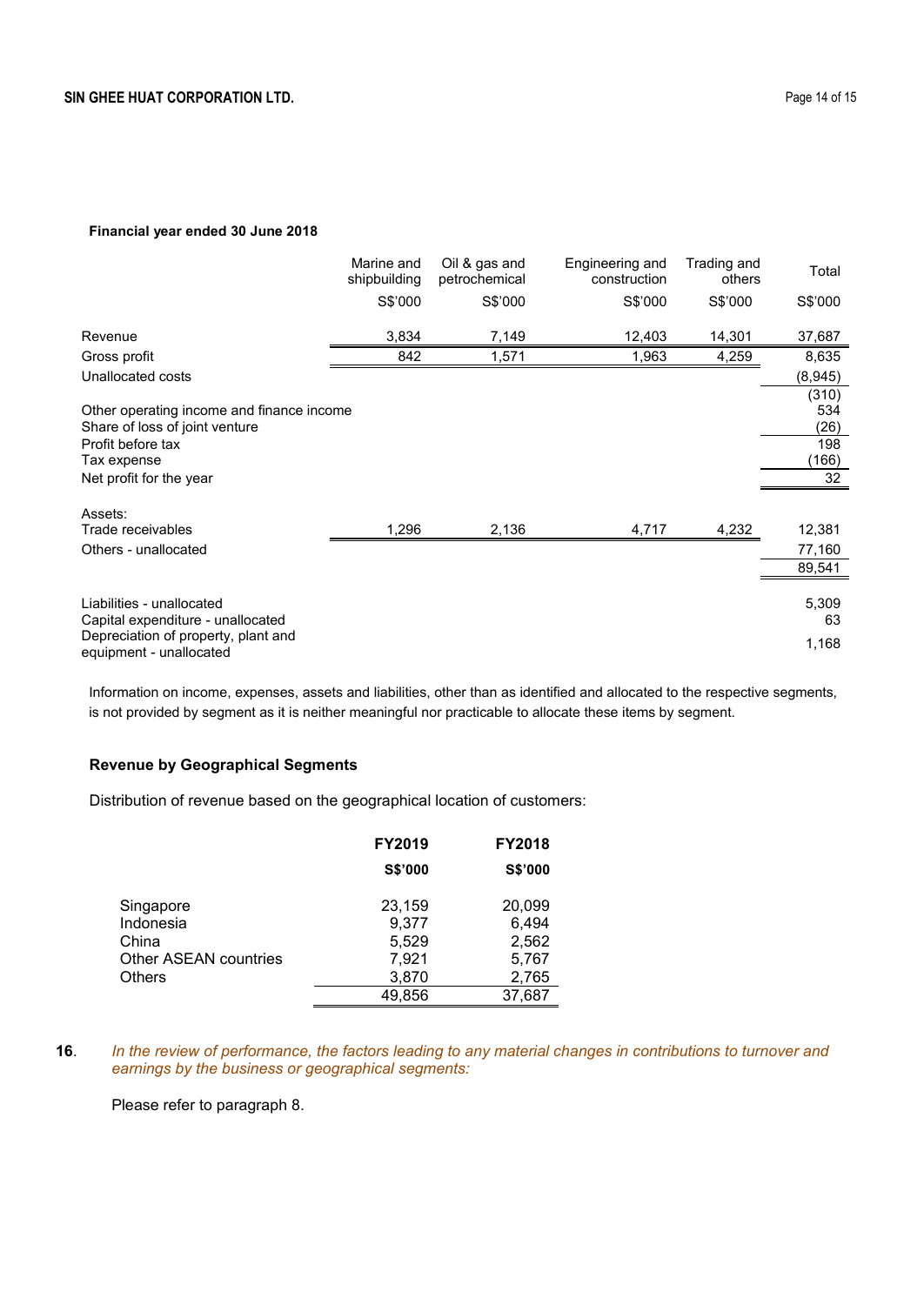**Financial year ended 30 June 2018**

| | Marine and shipbuilding | Oil & gas and petrochemical | Engineering and construction | Trading and others | Total |
|---|---|---|---|---|---|
| | S$'000 | S$'000 | S$'000 | S$'000 | S$'000 |
| Revenue | 3,834 | 7,149 | 12,403 | 14,301 | 37,687 |
| Gross profit | 842 | 1,571 | 1,963 | 4,259 | 8,635 |
| Unallocated costs | | | | | (8,945) |
| | | | | | (310) |
| Other operating income and finance income | | | | | 534 |
| Share of loss of joint venture | | | | | (26) |
| Profit before tax | | | | | 198 |
| Tax expense | | | | | (166) |
| Net profit for the year | | | | | 32 |
| Assets: | | | | | |
| Trade receivables | 1,296 | 2,136 | 4,717 | 4,232 | 12,381 |
| Others - unallocated | | | | | 77,160 |
| | | | | | 89,541 |
| Liabilities - unallocated | | | | | 5,309 |
| Capital expenditure - unallocated | | | | | 63 |
| Depreciation of property, plant and equipment - unallocated | | | | | 1,168 |

Information on income, expenses, assets and liabilities, other than as identified and allocated to the respective segments, is not provided by segment as it is neither meaningful nor practicable to allocate these items by segment.

**Revenue by Geographical Segments**

Distribution of revenue based on the geographical location of customers:

| | FY2019 | FY2018 |
|---|---|---|
| | S$'000 | S$'000 |
| Singapore | 23,159 | 20,099 |
| Indonesia | 9,377 | 6,494 |
| China | 5,529 | 2,562 |
| Other ASEAN countries | 7,921 | 5,767 |
| Others | 3,870 | 2,765 |
| | 49,856 | 37,687 |

**16**. *In the review of performance, the factors leading to any material changes in contributions to turnover and earnings by the business or geographical segments:*

Please refer to paragraph 8.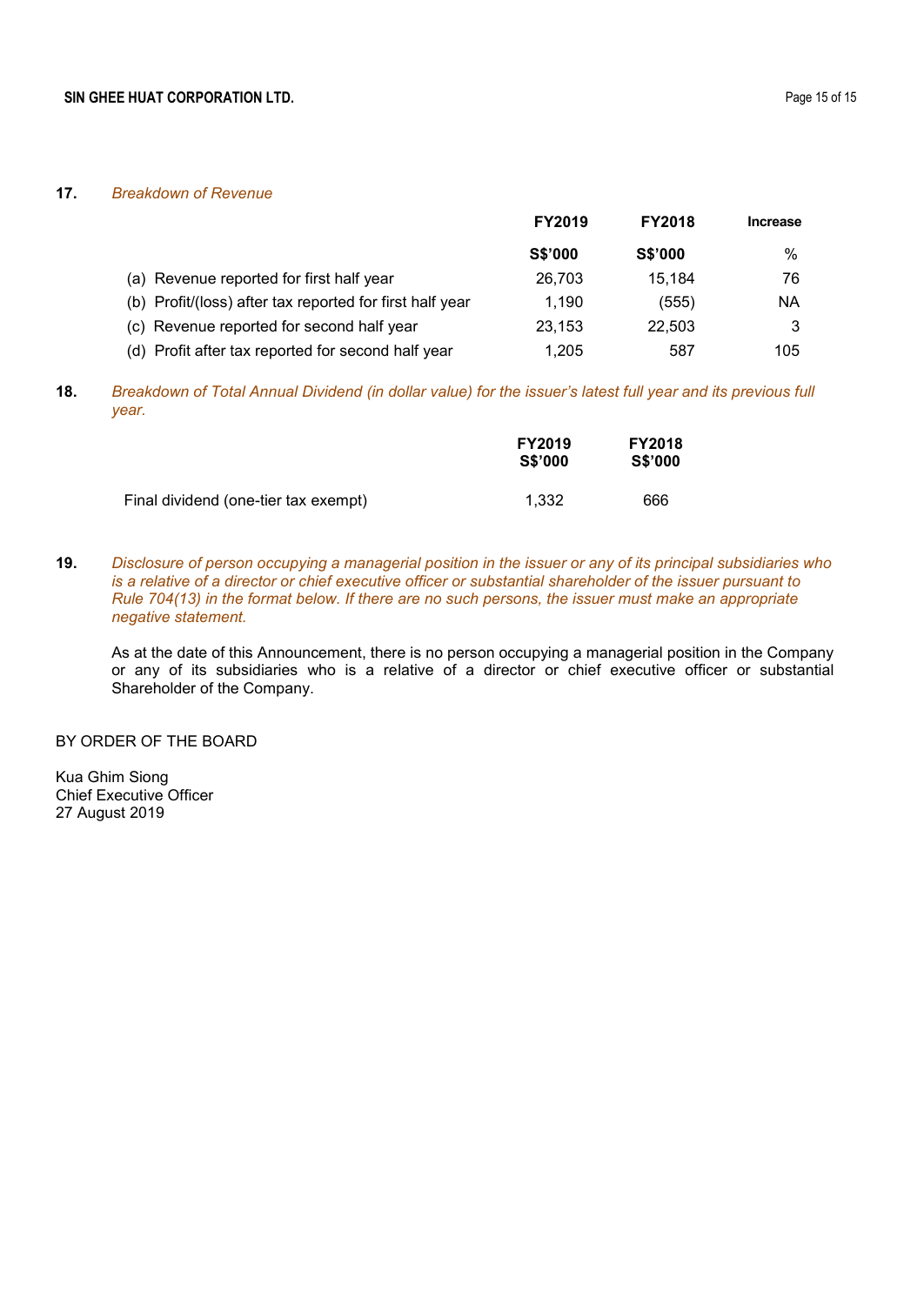**17.** *Breakdown of Revenue*

| | FY2019 | FY2018 | Increase |
|---|---|---|---|
| | **S$'000** | **S$'000** | % |
| (a) Revenue reported for first half year | 26,703 | 15,184 | 76 |
| (b) Profit/(loss) after tax reported for first half year | 1,190 | (555) | NA |
| (c) Revenue reported for second half year | 23,153 | 22,503 | 3 |
| (d) Profit after tax reported for second half year | 1,205 | 587 | 105 |

**18.** *Breakdown of Total Annual Dividend (in dollar value) for the issuer's latest full year and its previous full year.*

| | FY2019 S$'000 | FY2018 S$'000 |
|---|---|---|
| Final dividend (one-tier tax exempt) | 1,332 | 666 |

**19.** *Disclosure of person occupying a managerial position in the issuer or any of its principal subsidiaries who is a relative of a director or chief executive officer or substantial shareholder of the issuer pursuant to Rule 704(13) in the format below. If there are no such persons, the issuer must make an appropriate negative statement.*

As at the date of this Announcement, there is no person occupying a managerial position in the Company or any of its subsidiaries who is a relative of a director or chief executive officer or substantial Shareholder of the Company.

BY ORDER OF THE BOARD

Kua Ghim Siong
Chief Executive Officer
27 August 2019